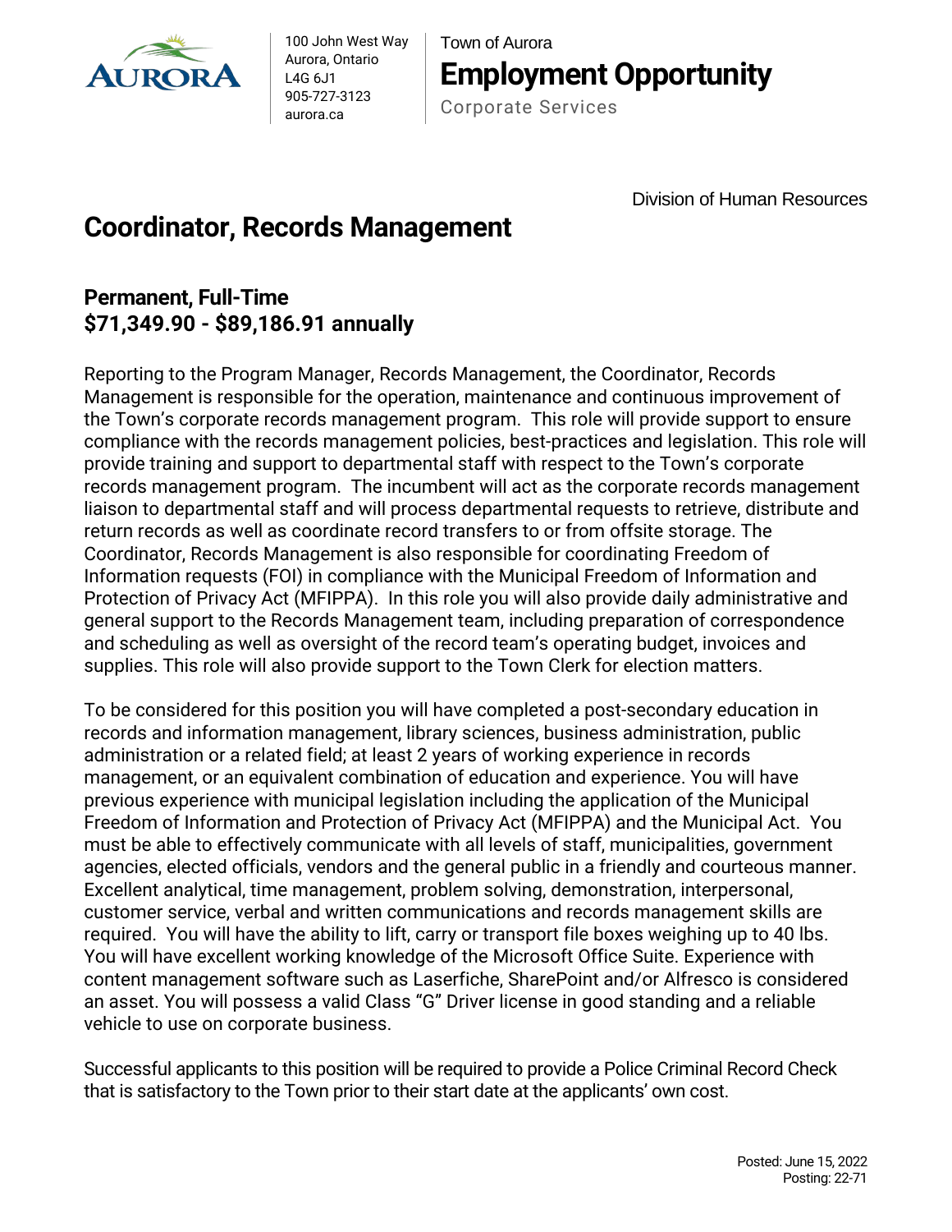100 John West Way
Aurora, Ontario
L4G 6J1
905-727-3123
aurora.ca

Town of Aurora

**Employment Opportunity**

Corporate Services

Division of Human Resources

# Coordinator, Records Management

**Permanent, Full-Time**
**$71,349.90 - $89,186.91 annually**

Reporting to the Program Manager, Records Management, the Coordinator, Records Management is responsible for the operation, maintenance and continuous improvement of the Town's corporate records management program. This role will provide support to ensure compliance with the records management policies, best-practices and legislation. This role will provide training and support to departmental staff with respect to the Town's corporate records management program. The incumbent will act as the corporate records management liaison to departmental staff and will process departmental requests to retrieve, distribute and return records as well as coordinate record transfers to or from offsite storage. The Coordinator, Records Management is also responsible for coordinating Freedom of Information requests (FOI) in compliance with the Municipal Freedom of Information and Protection of Privacy Act (MFIPPA). In this role you will also provide daily administrative and general support to the Records Management team, including preparation of correspondence and scheduling as well as oversight of the record team's operating budget, invoices and supplies. This role will also provide support to the Town Clerk for election matters.

To be considered for this position you will have completed a post-secondary education in records and information management, library sciences, business administration, public administration or a related field; at least 2 years of working experience in records management, or an equivalent combination of education and experience. You will have previous experience with municipal legislation including the application of the Municipal Freedom of Information and Protection of Privacy Act (MFIPPA) and the Municipal Act. You must be able to effectively communicate with all levels of staff, municipalities, government agencies, elected officials, vendors and the general public in a friendly and courteous manner. Excellent analytical, time management, problem solving, demonstration, interpersonal, customer service, verbal and written communications and records management skills are required. You will have the ability to lift, carry or transport file boxes weighing up to 40 lbs. You will have excellent working knowledge of the Microsoft Office Suite. Experience with content management software such as Laserfiche, SharePoint and/or Alfresco is considered an asset. You will possess a valid Class "G" Driver license in good standing and a reliable vehicle to use on corporate business.

Successful applicants to this position will be required to provide a Police Criminal Record Check that is satisfactory to the Town prior to their start date at the applicants' own cost.

Posted: June 15, 2022
Posting: 22-71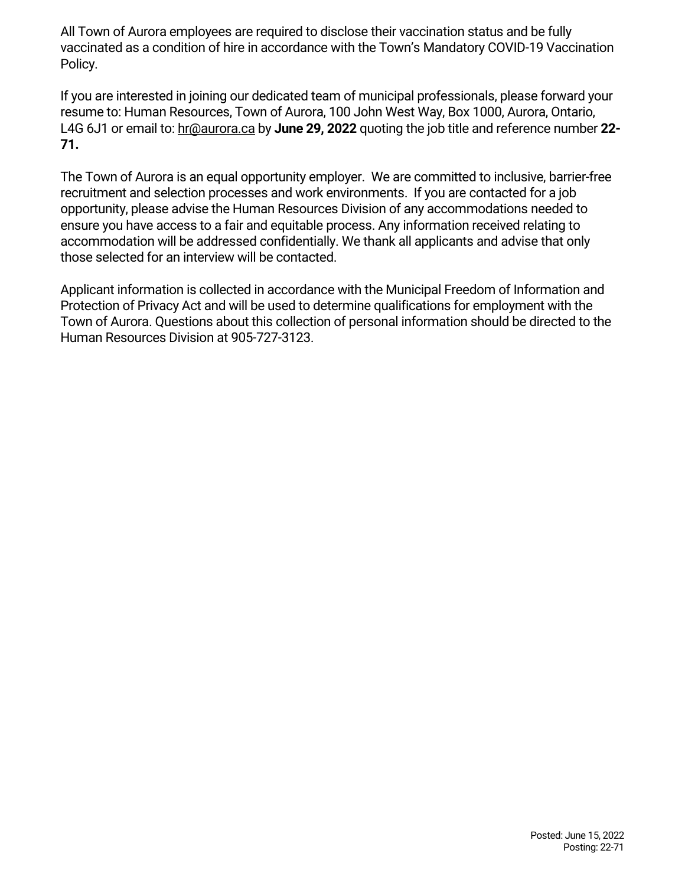All Town of Aurora employees are required to disclose their vaccination status and be fully vaccinated as a condition of hire in accordance with the Town's Mandatory COVID-19 Vaccination Policy.

If you are interested in joining our dedicated team of municipal professionals, please forward your resume to: Human Resources, Town of Aurora, 100 John West Way, Box 1000, Aurora, Ontario, L4G 6J1 or email to: hr@aurora.ca by **June 29, 2022** quoting the job title and reference number **22-71.**

The Town of Aurora is an equal opportunity employer. We are committed to inclusive, barrier-free recruitment and selection processes and work environments. If you are contacted for a job opportunity, please advise the Human Resources Division of any accommodations needed to ensure you have access to a fair and equitable process. Any information received relating to accommodation will be addressed confidentially. We thank all applicants and advise that only those selected for an interview will be contacted.

Applicant information is collected in accordance with the Municipal Freedom of Information and Protection of Privacy Act and will be used to determine qualifications for employment with the Town of Aurora. Questions about this collection of personal information should be directed to the Human Resources Division at 905-727-3123.

Posted: June 15, 2022
Posting: 22-71